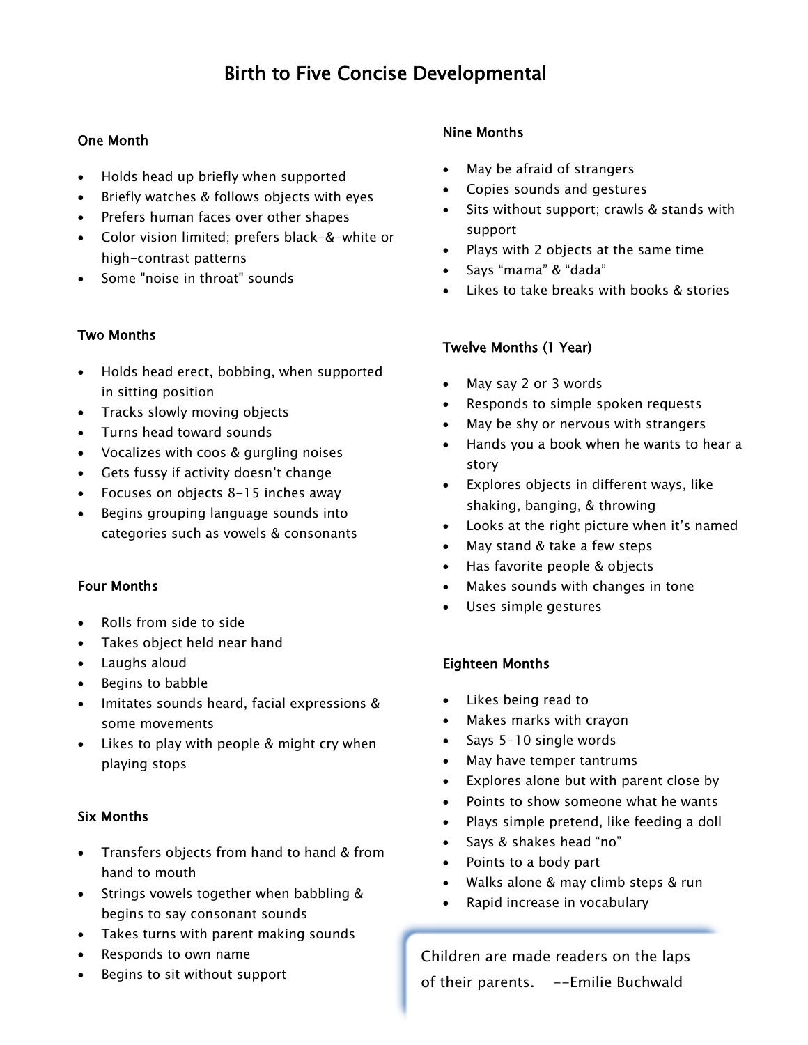# Birth to Five Concise Developmental

## One Month

- Holds head up briefly when supported
- Briefly watches & follows objects with eyes
- Prefers human faces over other shapes
- Color vision limited; prefers black-&-white or high-contrast patterns
- Some "noise in throat" sounds

## Two Months

- Holds head erect, bobbing, when supported in sitting position
- Tracks slowly moving objects
- Turns head toward sounds
- Vocalizes with coos & gurgling noises
- Gets fussy if activity doesn't change
- Focuses on objects 8-15 inches away
- Begins grouping language sounds into categories such as vowels & consonants

## Four Months

- Rolls from side to side
- Takes object held near hand
- Laughs aloud
- Begins to babble
- Imitates sounds heard, facial expressions & some movements
- Likes to play with people & might cry when playing stops

## Six Months

- Transfers objects from hand to hand & from hand to mouth
- Strings vowels together when babbling & begins to say consonant sounds
- Takes turns with parent making sounds
- Responds to own name
- Begins to sit without support

## Nine Months

- May be afraid of strangers
- Copies sounds and gestures
- Sits without support; crawls & stands with support
- Plays with 2 objects at the same time
- Says "mama" & "dada"
- Likes to take breaks with books & stories

## Twelve Months (1 Year)

- May say 2 or 3 words
- Responds to simple spoken requests
- May be shy or nervous with strangers
- Hands you a book when he wants to hear a story
- Explores objects in different ways, like shaking, banging, & throwing
- Looks at the right picture when it's named
- May stand & take a few steps
- Has favorite people & objects
- Makes sounds with changes in tone
- Uses simple gestures

## Eighteen Months

- Likes being read to
- Makes marks with crayon
- Says 5-10 single words
- May have temper tantrums
- Explores alone but with parent close by
- Points to show someone what he wants
- Plays simple pretend, like feeding a doll
- Says & shakes head "no"
- Points to a body part
- Walks alone & may climb steps & run
- Rapid increase in vocabulary

> Children are made readers on the laps of their parents. --Emilie Buchwald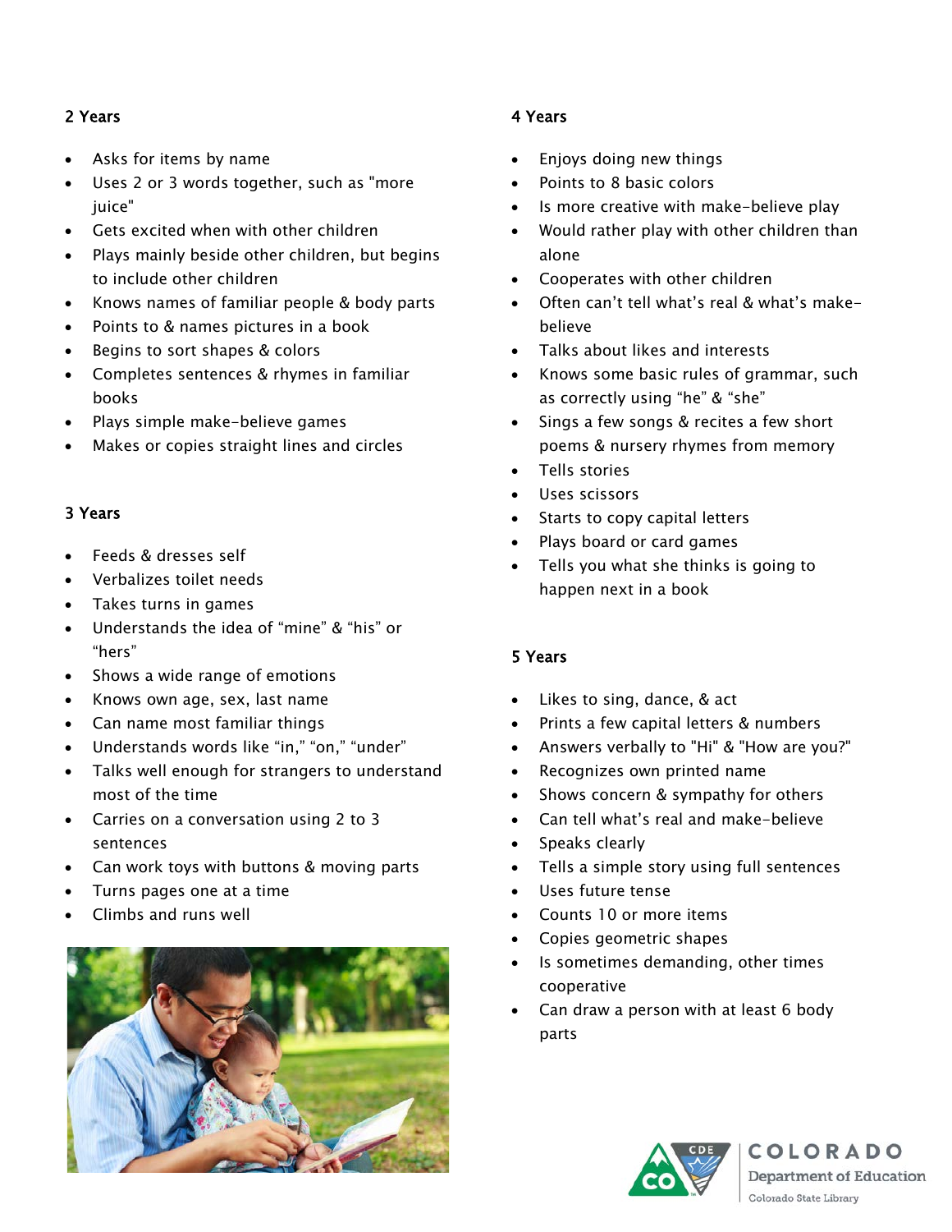## 2 Years

- Asks for items by name
- Uses 2 or 3 words together, such as "more juice"
- Gets excited when with other children
- Plays mainly beside other children, but begins to include other children
- Knows names of familiar people & body parts
- Points to & names pictures in a book
- Begins to sort shapes & colors
- Completes sentences & rhymes in familiar books
- Plays simple make-believe games
- Makes or copies straight lines and circles

## 3 Years

- Feeds & dresses self
- Verbalizes toilet needs
- Takes turns in games
- Understands the idea of "mine" & "his" or "hers"
- Shows a wide range of emotions
- Knows own age, sex, last name
- Can name most familiar things
- Understands words like "in," "on," "under"
- Talks well enough for strangers to understand most of the time
- Carries on a conversation using 2 to 3 sentences
- Can work toys with buttons & moving parts
- Turns pages one at a time
- Climbs and runs well

## 4 Years

- Enjoys doing new things
- Points to 8 basic colors
- Is more creative with make-believe play
- Would rather play with other children than alone
- Cooperates with other children
- Often can't tell what's real & what's make-believe
- Talks about likes and interests
- Knows some basic rules of grammar, such as correctly using "he" & "she"
- Sings a few songs & recites a few short poems & nursery rhymes from memory
- Tells stories
- Uses scissors
- Starts to copy capital letters
- Plays board or card games
- Tells you what she thinks is going to happen next in a book

## 5 Years

- Likes to sing, dance, & act
- Prints a few capital letters & numbers
- Answers verbally to "Hi" & "How are you?"
- Recognizes own printed name
- Shows concern & sympathy for others
- Can tell what's real and make-believe
- Speaks clearly
- Tells a simple story using full sentences
- Uses future tense
- Counts 10 or more items
- Copies geometric shapes
- Is sometimes demanding, other times cooperative
- Can draw a person with at least 6 body parts

COLORADO
Department of Education
Colorado State Library